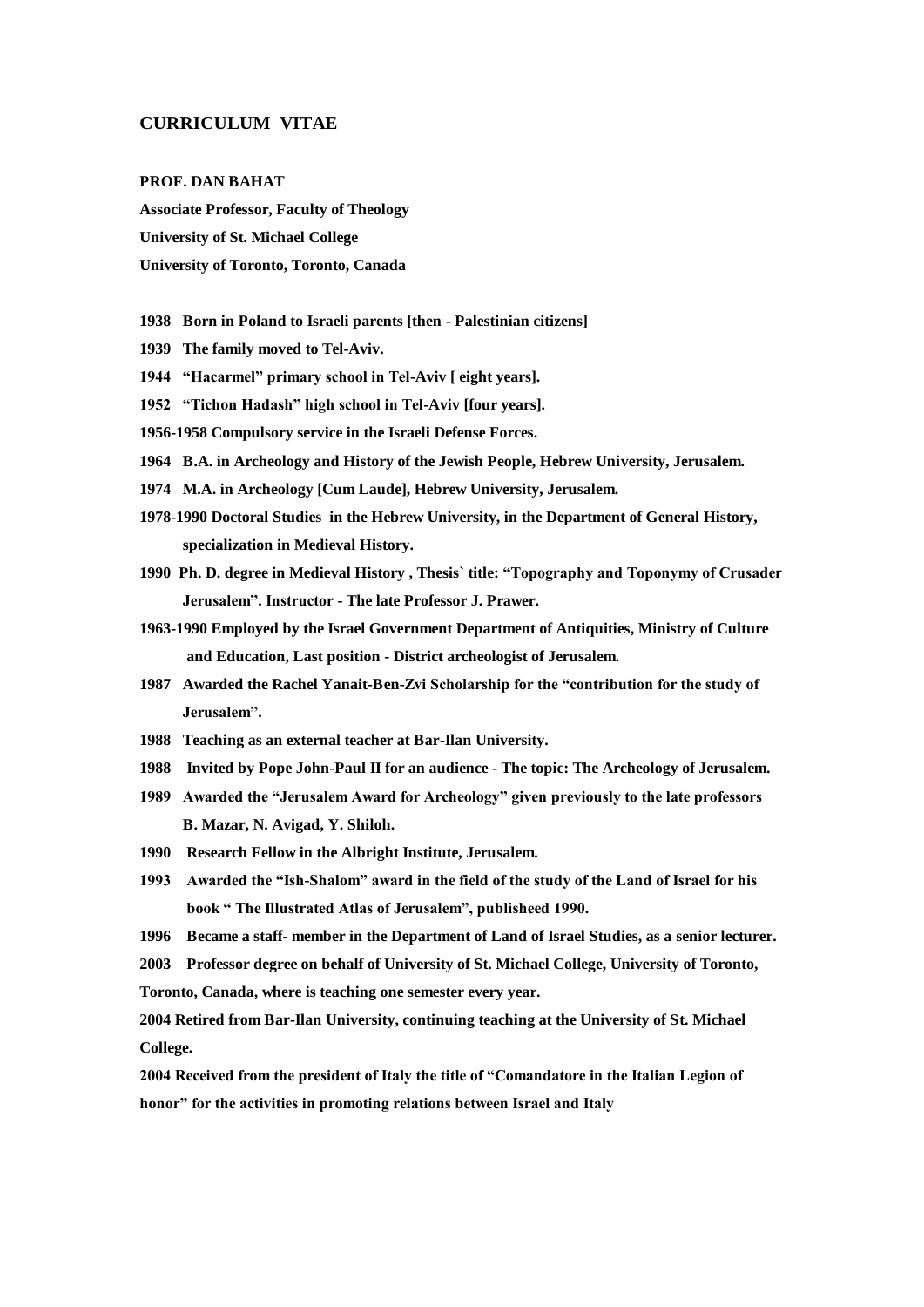# CURRICULUM VITAE

**PROF. DAN BAHAT**

**Associate Professor, Faculty of Theology**

**University of St. Michael College**

**University of Toronto, Toronto, Canada**

**1938 Born in Poland to Israeli parents [then - Palestinian citizens]**

**1939 The family moved to Tel-Aviv.**

**1944 "Hacarmel" primary school in Tel-Aviv [ eight years].**

**1952 "Tichon Hadash" high school in Tel-Aviv [four years].**

**1956-1958 Compulsory service in the Israeli Defense Forces.**

**1964 B.A. in Archeology and History of the Jewish People, Hebrew University, Jerusalem.**

**1974 M.A. in Archeology [Cum Laude], Hebrew University, Jerusalem.**

**1978-1990 Doctoral Studies in the Hebrew University, in the Department of General History, specialization in Medieval History.**

**1990 Ph. D. degree in Medieval History , Thesis` title: "Topography and Toponymy of Crusader Jerusalem". Instructor - The late Professor J. Prawer.**

**1963-1990 Employed by the Israel Government Department of Antiquities, Ministry of Culture and Education, Last position - District archeologist of Jerusalem.**

**1987 Awarded the Rachel Yanait-Ben-Zvi Scholarship for the "contribution for the study of Jerusalem".**

**1988 Teaching as an external teacher at Bar-Ilan University.**

**1988 Invited by Pope John-Paul II for an audience - The topic: The Archeology of Jerusalem.**

**1989 Awarded the "Jerusalem Award for Archeology" given previously to the late professors B. Mazar, N. Avigad, Y. Shiloh.**

**1990 Research Fellow in the Albright Institute, Jerusalem.**

**1993 Awarded the "Ish-Shalom" award in the field of the study of the Land of Israel for his book " The Illustrated Atlas of Jerusalem", publisheed 1990.**

**1996 Became a staff- member in the Department of Land of Israel Studies, as a senior lecturer.**

**2003 Professor degree on behalf of University of St. Michael College, University of Toronto, Toronto, Canada, where is teaching one semester every year.**

**2004 Retired from Bar-Ilan University, continuing teaching at the University of St. Michael College.**

**2004 Received from the president of Italy the title of "Comandatore in the Italian Legion of honor" for the activities in promoting relations between Israel and Italy**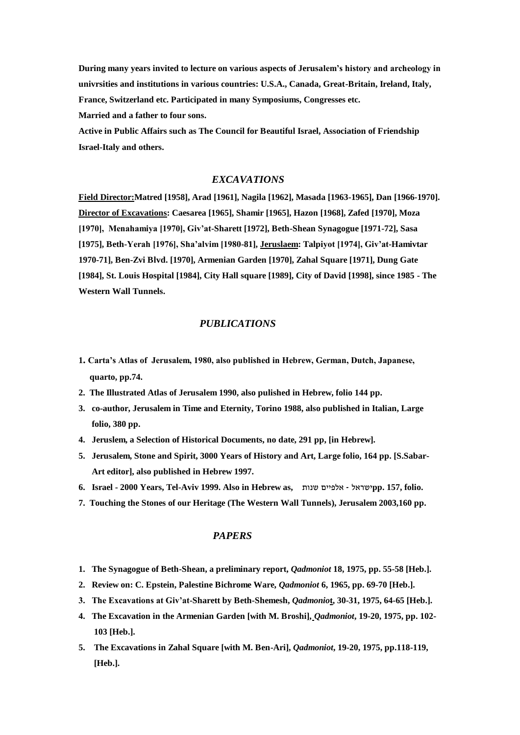**During many years invited to lecture on various aspects of Jerusalem's history and archeology in univrsities and institutions in various countries: U.S.A., Canada, Great-Britain, Ireland, Italy, France, Switzerland etc. Participated in many Symposiums, Congresses etc.**
**Married and a father to four sons.**
**Active in Public Affairs such as The Council for Beautiful Israel, Association of Friendship Israel-Italy and others.**

## *EXCAVATIONS*

**Field Director:Matred [1958], Arad [1961], Nagila [1962], Masada [1963-1965], Dan [1966-1970]. Director of Excavations: Caesarea [1965], Shamir [1965], Hazon [1968], Zafed [1970], Moza [1970], Menahamiya [1970], Giv'at-Sharett [1972], Beth-Shean Synagogue [1971-72], Sasa [1975], Beth-Yerah [1976], Sha'alvim [1980-81], Jeruslaem: Talpiyot [1974], Giv'at-Hamivtar 1970-71], Ben-Zvi Blvd. [1970], Armenian Garden [1970], Zahal Square [1971], Dung Gate [1984], St. Louis Hospital [1984], City Hall square [1989], City of David [1998], since 1985 - The Western Wall Tunnels.**

## *PUBLICATIONS*

1. **Carta's Atlas of Jerusalem, 1980, also published in Hebrew, German, Dutch, Japanese, quarto, pp.74.**
2. **The Illustrated Atlas of Jerusalem 1990, also pulished in Hebrew, folio 144 pp.**
3. **co-author, Jerusalem in Time and Eternity, Torino 1988, also published in Italian, Large folio, 380 pp.**
4. **Jeruslem, a Selection of Historical Documents, no date, 291 pp, [in Hebrew].**
5. **Jerusalem, Stone and Spirit, 3000 Years of History and Art, Large folio, 164 pp. [S.Sabar-Art editor], also published in Hebrew 1997.**
6. **Israel - 2000 Years, Tel-Aviv 1999. Also in Hebrew as, ישראל - אלפיים שנות pp. 157, folio.**
7. **Touching the Stones of our Heritage (The Western Wall Tunnels), Jerusalem 2003,160 pp.**

## *PAPERS*

1. **The Synagogue of Beth-Shean, a preliminary report, *Qadmoniot* 18, 1975, pp. 55-58 [Heb.].**
2. **Review on: C. Epstein, Palestine Bichrome Ware, *Qadmoniot* 6, 1965, pp. 69-70 [Heb.].**
3. **The Excavations at Giv'at-Sharett by Beth-Shemesh, *Qadmoniot*, 30-31, 1975, 64-65 [Heb.].**
4. **The Excavation in the Armenian Garden [with M. Broshi], *Qadmoniot*, 19-20, 1975, pp. 102-103 [Heb.].**
5. **The Excavations in Zahal Square [with M. Ben-Ari], *Qadmoniot*, 19-20, 1975, pp.118-119, [Heb.].**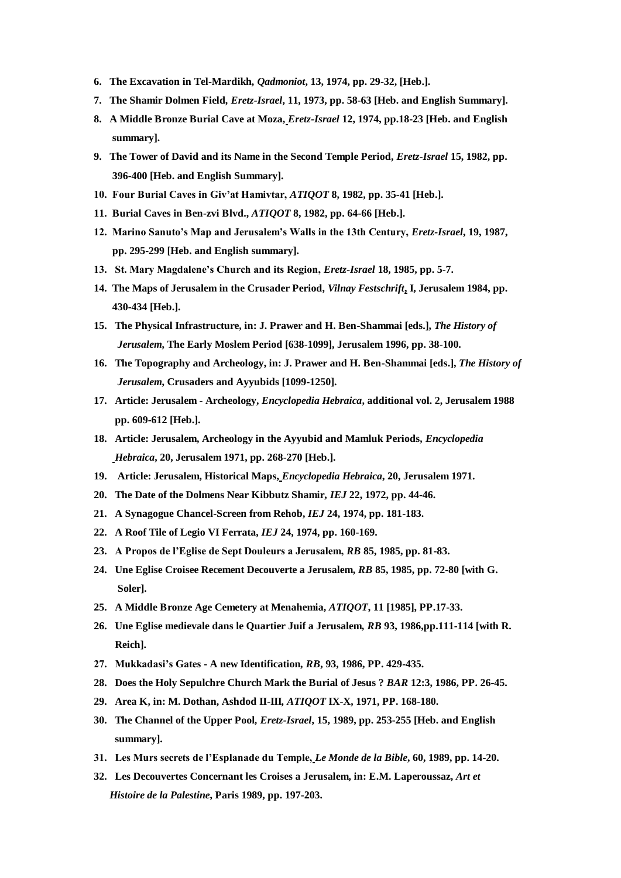6. **The Excavation in Tel-Mardikh, *Qadmoniot*, 13, 1974, pp. 29-32, [Heb.].**
7. **The Shamir Dolmen Field, *Eretz-Israel*, 11, 1973, pp. 58-63 [Heb. and English Summary].**
8. **A Middle Bronze Burial Cave at Moza, *Eretz-Israel* 12, 1974, pp.18-23 [Heb. and English summary].**
9. **The Tower of David and its Name in the Second Temple Period, *Eretz-Israel* 15, 1982, pp. 396-400 [Heb. and English Summary].**
10. **Four Burial Caves in Giv'at Hamivtar, *ATIQOT* 8, 1982, pp. 35-41 [Heb.].**
11. **Burial Caves in Ben-zvi Blvd., *ATIQOT* 8, 1982, pp. 64-66 [Heb.].**
12. **Marino Sanuto's Map and Jerusalem's Walls in the 13th Century, *Eretz-Israel*, 19, 1987, pp. 295-299 [Heb. and English summary].**
13. **St. Mary Magdalene's Church and its Region, *Eretz-Israel* 18, 1985, pp. 5-7.**
14. **The Maps of Jerusalem in the Crusader Period, *Vilnay Festschrift*, I, Jerusalem 1984, pp. 430-434 [Heb.].**
15. **The Physical Infrastructure, in: J. Prawer and H. Ben-Shammai [eds.], *The History of Jerusalem*, The Early Moslem Period [638-1099], Jerusalem 1996, pp. 38-100.**
16. **The Topography and Archeology, in: J. Prawer and H. Ben-Shammai [eds.], *The History of Jerusalem*, Crusaders and Ayyubids [1099-1250].**
17. **Article: Jerusalem - Archeology, *Encyclopedia Hebraica*, additional vol. 2, Jerusalem 1988 pp. 609-612 [Heb.].**
18. **Article: Jerusalem, Archeology in the Ayyubid and Mamluk Periods, *Encyclopedia Hebraica*, 20, Jerusalem 1971, pp. 268-270 [Heb.].**
19. **Article: Jerusalem, Historical Maps, *Encyclopedia Hebraica*, 20, Jerusalem 1971.**
20. **The Date of the Dolmens Near Kibbutz Shamir, *IEJ* 22, 1972, pp. 44-46.**
21. **A Synagogue Chancel-Screen from Rehob, *IEJ* 24, 1974, pp. 181-183.**
22. **A Roof Tile of Legio VI Ferrata, *IEJ* 24, 1974, pp. 160-169.**
23. **A Propos de l'Eglise de Sept Douleurs a Jerusalem, *RB* 85, 1985, pp. 81-83.**
24. **Une Eglise Croisee Recement Decouverte a Jerusalem, *RB* 85, 1985, pp. 72-80 [with G. Soler].**
25. **A Middle Bronze Age Cemetery at Menahemia, *ATIQOT*, 11 [1985], PP.17-33.**
26. **Une Eglise medievale dans le Quartier Juif a Jerusalem, *RB* 93, 1986,pp.111-114 [with R. Reich].**
27. **Mukkadasi's Gates - A new Identification, *RB*, 93, 1986, PP. 429-435.**
28. **Does the Holy Sepulchre Church Mark the Burial of Jesus ? *BAR* 12:3, 1986, PP. 26-45.**
29. **Area K, in: M. Dothan, Ashdod II-III, *ATIQOT* IX-X, 1971, PP. 168-180.**
30. **The Channel of the Upper Pool, *Eretz-Israel*, 15, 1989, pp. 253-255 [Heb. and English summary].**
31. **Les Murs secrets de l'Esplanade du Temple, *Le Monde de la Bible*, 60, 1989, pp. 14-20.**
32. **Les Decouvertes Concernant les Croises a Jerusalem, in: E.M. Laperoussaz, *Art et Histoire de la Palestine*, Paris 1989, pp. 197-203.**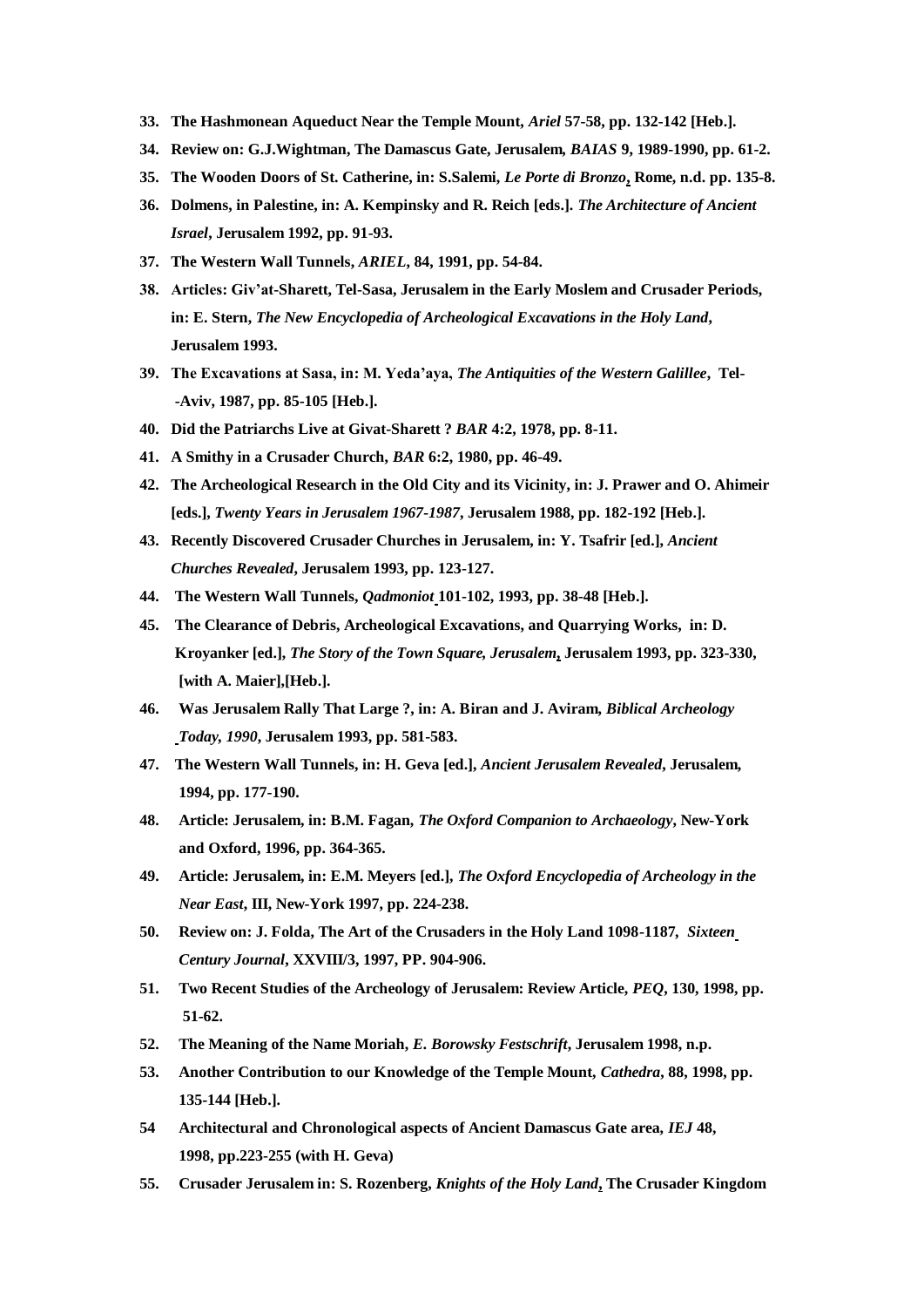33. **The Hashmonean Aqueduct Near the Temple Mount, *Ariel* 57-58, pp. 132-142 [Heb.].**
34. **Review on: G.J.Wightman, The Damascus Gate, Jerusalem, *BAIAS* 9, 1989-1990, pp. 61-2.**
35. **The Wooden Doors of St. Catherine, in: S.Salemi, *Le Porte di Bronzo*, Rome, n.d. pp. 135-8.**
36. **Dolmens, in Palestine, in: A. Kempinsky and R. Reich [eds.]. *The Architecture of Ancient Israel*, Jerusalem 1992, pp. 91-93.**
37. **The Western Wall Tunnels, *ARIEL*, 84, 1991, pp. 54-84.**
38. **Articles: Giv'at-Sharett, Tel-Sasa, Jerusalem in the Early Moslem and Crusader Periods, in: E. Stern, *The New Encyclopedia of Archeological Excavations in the Holy Land*, Jerusalem 1993.**
39. **The Excavations at Sasa, in: M. Yeda'aya, *The Antiquities of the Western Galillee*, Tel--Aviv, 1987, pp. 85-105 [Heb.].**
40. **Did the Patriarchs Live at Givat-Sharett ? *BAR* 4:2, 1978, pp. 8-11.**
41. **A Smithy in a Crusader Church, *BAR* 6:2, 1980, pp. 46-49.**
42. **The Archeological Research in the Old City and its Vicinity, in: J. Prawer and O. Ahimeir [eds.], *Twenty Years in Jerusalem 1967-1987*, Jerusalem 1988, pp. 182-192 [Heb.].**
43. **Recently Discovered Crusader Churches in Jerusalem, in: Y. Tsafrir [ed.], *Ancient Churches Revealed*, Jerusalem 1993, pp. 123-127.**
44. **The Western Wall Tunnels, *Qadmoniot* 101-102, 1993, pp. 38-48 [Heb.].**
45. **The Clearance of Debris, Archeological Excavations, and Quarrying Works, in: D. Kroyanker [ed.], *The Story of the Town Square, Jerusalem*, Jerusalem 1993, pp. 323-330, [with A. Maier],[Heb.].**
46. **Was Jerusalem Rally That Large ?, in: A. Biran and J. Aviram, *Biblical Archeology Today, 1990*, Jerusalem 1993, pp. 581-583.**
47. **The Western Wall Tunnels, in: H. Geva [ed.], *Ancient Jerusalem Revealed*, Jerusalem, 1994, pp. 177-190.**
48. **Article: Jerusalem, in: B.M. Fagan, *The Oxford Companion to Archaeology*, New-York and Oxford, 1996, pp. 364-365.**
49. **Article: Jerusalem, in: E.M. Meyers [ed.], *The Oxford Encyclopedia of Archeology in the Near East*, III, New-York 1997, pp. 224-238.**
50. **Review on: J. Folda, The Art of the Crusaders in the Holy Land 1098-1187, *Sixteen Century Journal*, XXVIII/3, 1997, PP. 904-906.**
51. **Two Recent Studies of the Archeology of Jerusalem: Review Article, *PEQ*, 130, 1998, pp. 51-62.**
52. **The Meaning of the Name Moriah, *E. Borowsky Festschrift*, Jerusalem 1998, n.p.**
53. **Another Contribution to our Knowledge of the Temple Mount, *Cathedra*, 88, 1998, pp. 135-144 [Heb.].**
54. **Architectural and Chronological aspects of Ancient Damascus Gate area, *IEJ* 48, 1998, pp.223-255 (with H. Geva)**
55. **Crusader Jerusalem in: S. Rozenberg, *Knights of the Holy Land*, The Crusader Kingdom**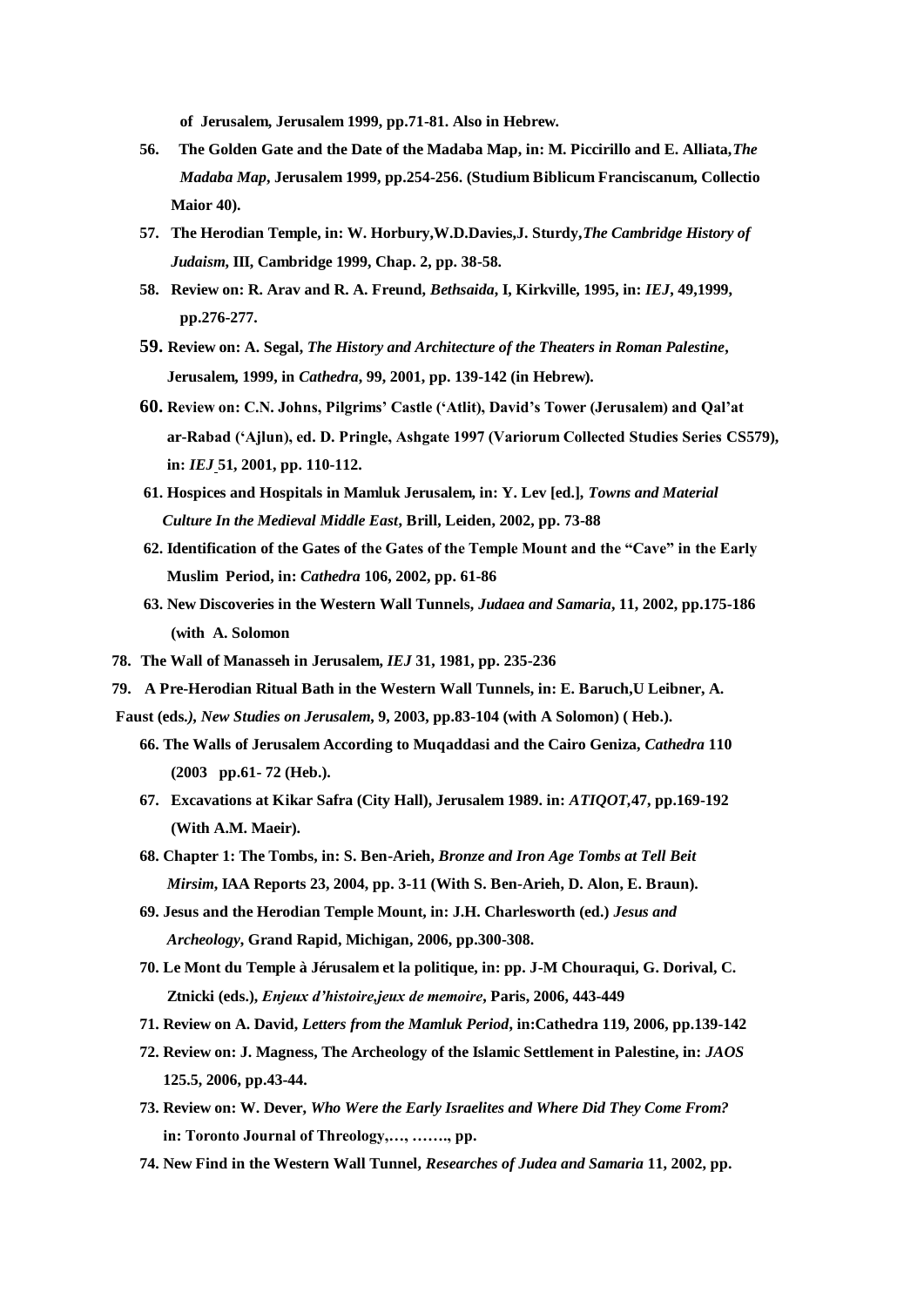**of Jerusalem, Jerusalem 1999, pp.71-81. Also in Hebrew.**

56. **The Golden Gate and the Date of the Madaba Map, in: M. Piccirillo and E. Alliata, *The Madaba Map*, Jerusalem 1999, pp.254-256. (Studium Biblicum Franciscanum, Collectio Maior 40).**
57. **The Herodian Temple, in: W. Horbury, W.D.Davies, J. Sturdy, *The Cambridge History of Judaism*, III, Cambridge 1999, Chap. 2, pp. 38-58.**
58. **Review on: R. Arav and R. A. Freund, *Bethsaida*, I, Kirkville, 1995, in: *IEJ*, 49,1999, pp.276-277.**
59. **Review on: A. Segal, *The History and Architecture of the Theaters in Roman Palestine*, Jerusalem, 1999, in *Cathedra*, 99, 2001, pp. 139-142 (in Hebrew).**
60. **Review on: C.N. Johns, Pilgrims' Castle ('Atlit), David's Tower (Jerusalem) and Qal'at ar-Rabad ('Ajlun), ed. D. Pringle, Ashgate 1997 (Variorum Collected Studies Series CS579), in: *IEJ* 51, 2001, pp. 110-112.**
61. **Hospices and Hospitals in Mamluk Jerusalem, in: Y. Lev [ed.], *Towns and Material Culture In the Medieval Middle East*, Brill, Leiden, 2002, pp. 73-88**
62. **Identification of the Gates of the Gates of the Temple Mount and the "Cave" in the Early Muslim Period, in: *Cathedra* 106, 2002, pp. 61-86**
63. **New Discoveries in the Western Wall Tunnels, *Judaea and Samaria*, 11, 2002, pp.175-186 (with A. Solomon**

78. **The Wall of Manasseh in Jerusalem, *IEJ* 31, 1981, pp. 235-236**
79. **A Pre-Herodian Ritual Bath in the Western Wall Tunnels, in: E. Baruch,U Leibner, A. Faust (eds.), *New Studies on Jerusalem*, 9, 2003, pp.83-104 (with A Solomon) ( Heb.).**

66. **The Walls of Jerusalem According to Muqaddasi and the Cairo Geniza, *Cathedra* 110 (2003 pp.61- 72 (Heb.).**
67. **Excavations at Kikar Safra (City Hall), Jerusalem 1989. in: *ATIQOT*,47, pp.169-192 (With A.M. Maeir).**
68. **Chapter 1: The Tombs, in: S. Ben-Arieh, *Bronze and Iron Age Tombs at Tell Beit Mirsim*, IAA Reports 23, 2004, pp. 3-11 (With S. Ben-Arieh, D. Alon, E. Braun).**
69. **Jesus and the Herodian Temple Mount, in: J.H. Charlesworth (ed.) *Jesus and Archeology*, Grand Rapid, Michigan, 2006, pp.300-308.**
70. **Le Mont du Temple à Jérusalem et la politique, in: pp. J-M Chouraqui, G. Dorival, C. Ztnicki (eds.), *Enjeux d'histoire,jeux de memoire*, Paris, 2006, 443-449**
71. **Review on A. David, *Letters from the Mamluk Period*, in:Cathedra 119, 2006, pp.139-142**
72. **Review on: J. Magness, The Archeology of the Islamic Settlement in Palestine, in: *JAOS* 125.5, 2006, pp.43-44.**
73. **Review on: W. Dever, *Who Were the Early Israelites and Where Did They Come From?* in: Toronto Journal of Threology,…, ……., pp.**
74. **New Find in the Western Wall Tunnel, *Researches of Judea and Samaria* 11, 2002, pp.**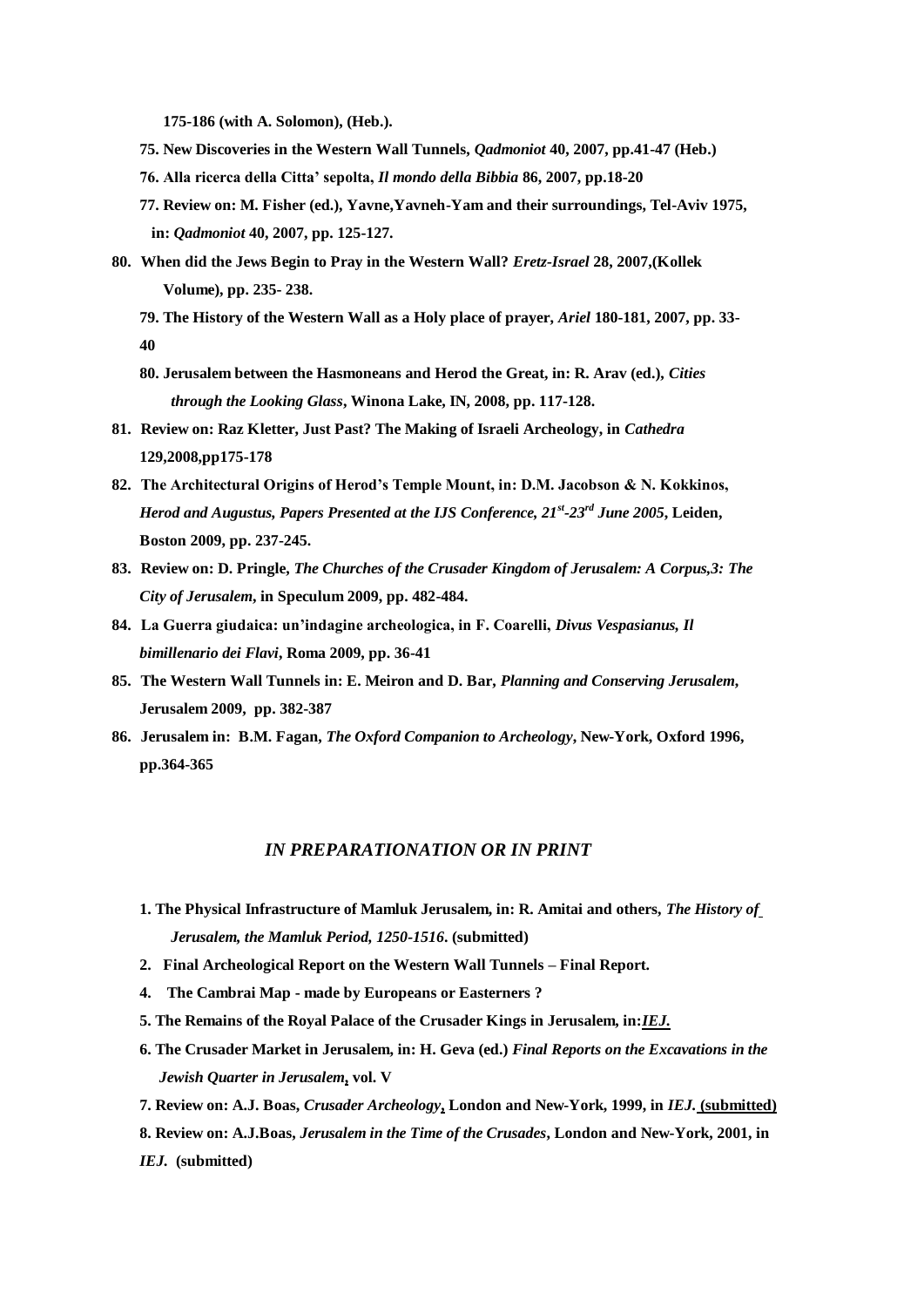**175-186 (with A. Solomon), (Heb.).**

**75. New Discoveries in the Western Wall Tunnels,** ***Qadmoniot*** **40, 2007, pp.41-47 (Heb.)**

**76. Alla ricerca della Citta' sepolta,** ***Il mondo della Bibbia*** **86, 2007, pp.18-20**

**77. Review on: M. Fisher (ed.), Yavne,Yavneh-Yam and their surroundings, Tel-Aviv 1975, in:** ***Qadmoniot*** **40, 2007, pp. 125-127.**

**80. When did the Jews Begin to Pray in the Western Wall?** ***Eretz-Israel*** **28, 2007,(Kollek Volume), pp. 235- 238.**

**79. The History of the Western Wall as a Holy place of prayer,** ***Ariel*** **180-181, 2007, pp. 33-40**

**80. Jerusalem between the Hasmoneans and Herod the Great, in: R. Arav (ed.),** ***Cities through the Looking Glass*****, Winona Lake, IN, 2008, pp. 117-128.**

**81. Review on: Raz Kletter, Just Past? The Making of Israeli Archeology, in** ***Cathedra*** **129,2008,pp175-178**

**82. The Architectural Origins of Herod's Temple Mount, in: D.M. Jacobson & N. Kokkinos,** ***Herod and Augustus, Papers Presented at the IJS Conference, 21st-23rd June 2005*****, Leiden, Boston 2009, pp. 237-245.**

**83. Review on: D. Pringle,** ***The Churches of the Crusader Kingdom of Jerusalem: A Corpus,3: The City of Jerusalem*****, in Speculum 2009, pp. 482-484.**

**84. La Guerra giudaica: un'indagine archeologica, in F. Coarelli,** ***Divus Vespasianus, Il bimillenario dei Flavi*****, Roma 2009, pp. 36-41**

**85. The Western Wall Tunnels in: E. Meiron and D. Bar,** ***Planning and Conserving Jerusalem*****, Jerusalem 2009, pp. 382-387**

**86. Jerusalem in: B.M. Fagan,** ***The Oxford Companion to Archeology*****, New-York, Oxford 1996, pp.364-365**

## *IN PREPARATIONATION OR IN PRINT*

**1. The Physical Infrastructure of Mamluk Jerusalem, in: R. Amitai and others,** ***The History of Jerusalem, the Mamluk Period, 1250-1516*****. (submitted)**

**2. Final Archeological Report on the Western Wall Tunnels – Final Report.**

**4. The Cambrai Map - made by Europeans or Easterners ?**

**5. The Remains of the Royal Palace of the Crusader Kings in Jerusalem, in:*****IEJ.***

**6. The Crusader Market in Jerusalem, in: H. Geva (ed.)** ***Final Reports on the Excavations in the Jewish Quarter in Jerusalem*****, vol. V**

**7. Review on: A.J. Boas,** ***Crusader Archeology*****, London and New-York, 1999, in** ***IEJ.*** **(submitted)**

**8. Review on: A.J.Boas,** ***Jerusalem in the Time of the Crusades*****, London and New-York, 2001, in** ***IEJ.*** **(submitted)**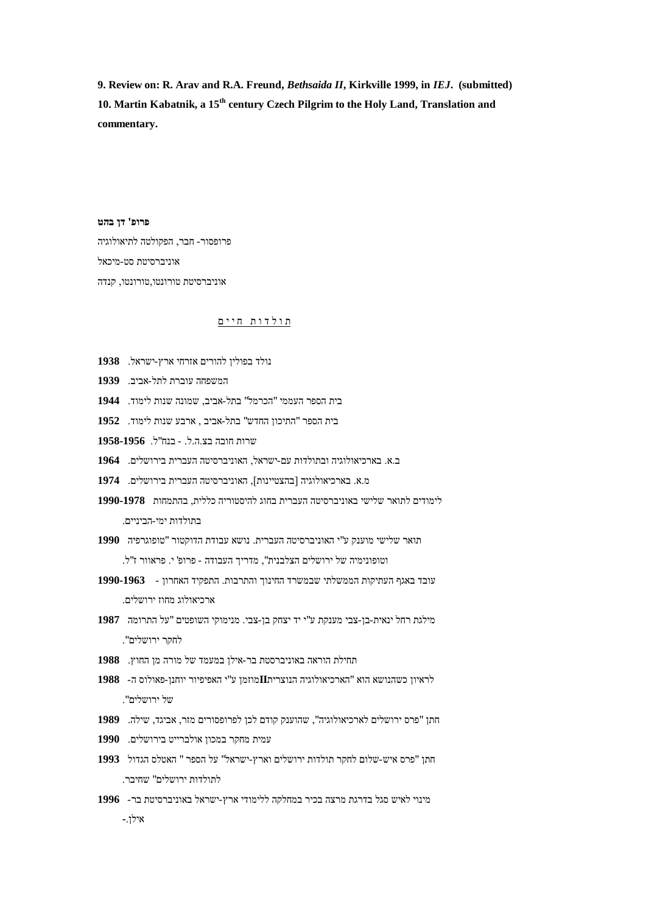**9. Review on: R. Arav and R.A. Freund, *Bethsaida II*, Kirkville 1999, in *IEJ*. (submitted)**
**10. Martin Kabatnik, a 15th century Czech Pilgrim to the Holy Land, Translation and commentary.**

**פרופ' דן בהט**

פרופסור- חבר, הפקולטה לתיאולוגיה

אוניברסיטת סט-מיכאל

אוניברסיטת טורונטו,טורונטו, קנדה

<u>תולדות חיים</u>

**1938** נולד בפולין להורים אזרחי ארץ-ישראל.

**1939** המשפחה עוברת לתל-אביב.

**1944** בית הספר העממי "הכרמל" בתל-אביב, שמונה שנות לימוד.

**1952** בית הספר "התיכון החדש" בתל-אביב , ארבע שנות לימוד.

**1958-1956** שרות חובה בצ.ה.ל. - בנח"ל.

**1964** ב.א. בארכיאולוגיה ובתולדות עם-ישראל, האוניברסיטה העברית בירושלים.

**1974** מ.א. בארכיאולוגיה [בהצטיינות], האוניברסיטה העברית בירושלים.

**1990-1978** לימודים לתואר שלישי באוניברסיטה העברית בחוג להיסטוריה כללית, בהתמחות בתולדות ימי-הביניים.

**1990** תואר שלישי מוענק ע"י האוניברסיטה העברית. נושא עבודת הדוקטור "טופוגרפיה וטופונימיה של ירושלים הצלבנית", מדריך העבודה - פרופ' י. פראוור ז"ל.

**1990-1963** - עובד באגף העתיקות הממשלתי שבמשרד החינוך והתרבות. התפקיד האחרון - ארכיאולוג מחוז ירושלים.

**1987** מילגת רחל ינאית-בן-צבי מענקת ע"י יד יצחק בן-צבי. מנימוקי השופטים "על התרומה לחקר ירושלים".

**1988** תחילת הוראה באוניברסטת בר-אילן במעמד של מורה מן החוץ.

**1988** - מוזמן ע"י האפיפיור יוחנן-פאולוס ה-II לראיון כשהנושא הוא "הארכיאולוגיה הנוצרית של ירושלים".

**1989** חתן "פרס ירושלים לארכיאולוגיה", שהוענק קודם לכן לפרופסורים מזר, אביגד, שילה.

**1990** עמית מחקר במכון אולברייט בירושלים.

**1993** חתן "פרס איש-שלום לחקר תולדות ירושלים וארץ-ישראל" על הספר " האטלס הגדול לתולדות ירושלים" שחיבר.

**1996** מינוי לאיש סגל בדרגת מרצה בכיר במחלקה ללימודי ארץ-ישראל באוניברסיטת בר-אילן.-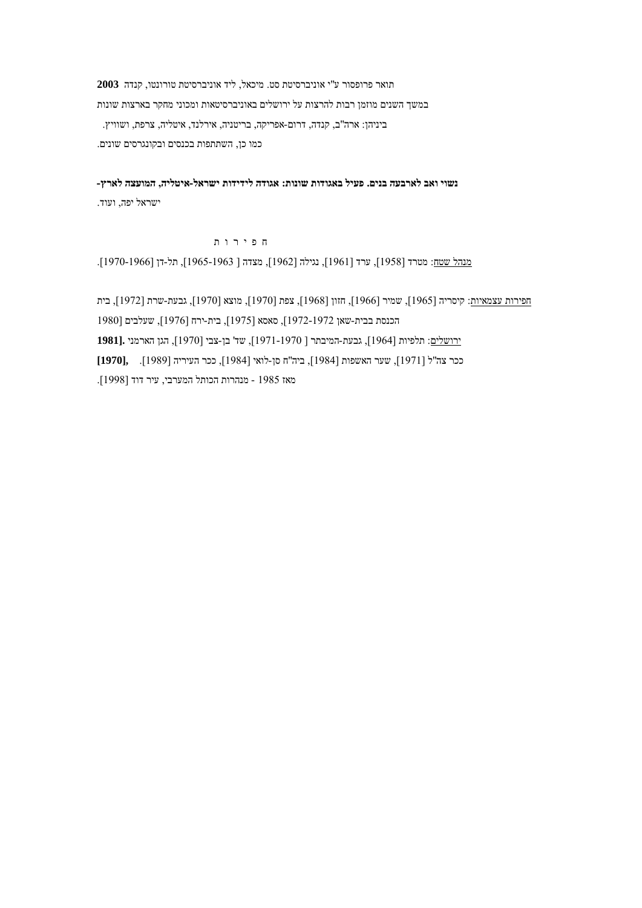תואר פרופסור ע"י אוניברסיטת סט. מיכאל, ליד אוניברסיטת טורונטו, קנדה **2003**

במשך השנים מוזמן רבות להרצות על ירושלים באוניברסיטאות ומכוני מחקר בארצות שונות

ביניהן: ארה"ב, קנדה, דרום-אפריקה, בריטניה, אירלנד, איטליה, צרפת, ושוויץ.

כמו כן, השתתפות בכנסים ובקונגרסים שונים.

**נשוי ואב לארבעה בנים. פעיל באגודות שונות: אגודה לידידות ישראל-איטליה, המועצה לארץ-**

ישראל יפה, ועוד.

ח פ י ר ו ת

<u>מנהל שטח</u>: מטרד [1958], ערד [1961], נגילה [1962], מצדה [ 1963-1965], תל-דן [1966-1970].

<u>חפירות עצמאיות</u>: קיסריה [1965], שמיר [1966], חזון [1968], צפת [1970], מוצא [1970], גבעת-שרת [1972], בית הכנסת בבית-שאן 1972-1972, סאסא [1975], בית-ירח [1976], שעלבים [1980

<u>ירושלים</u>: תלפיות [1964], גבעת-המיבתר [ 1970-1971], שד' בן-צבי [1970], הגן הארמני **.[1981**

ככר צה"ל [1971], שער האשפות [1984], ביה"ח סן-לואי [1984], ככר העיריה [1989]. **,[1970]**

מאז 1985 - מנהרות הכותל המערבי, עיר דוד [1998].